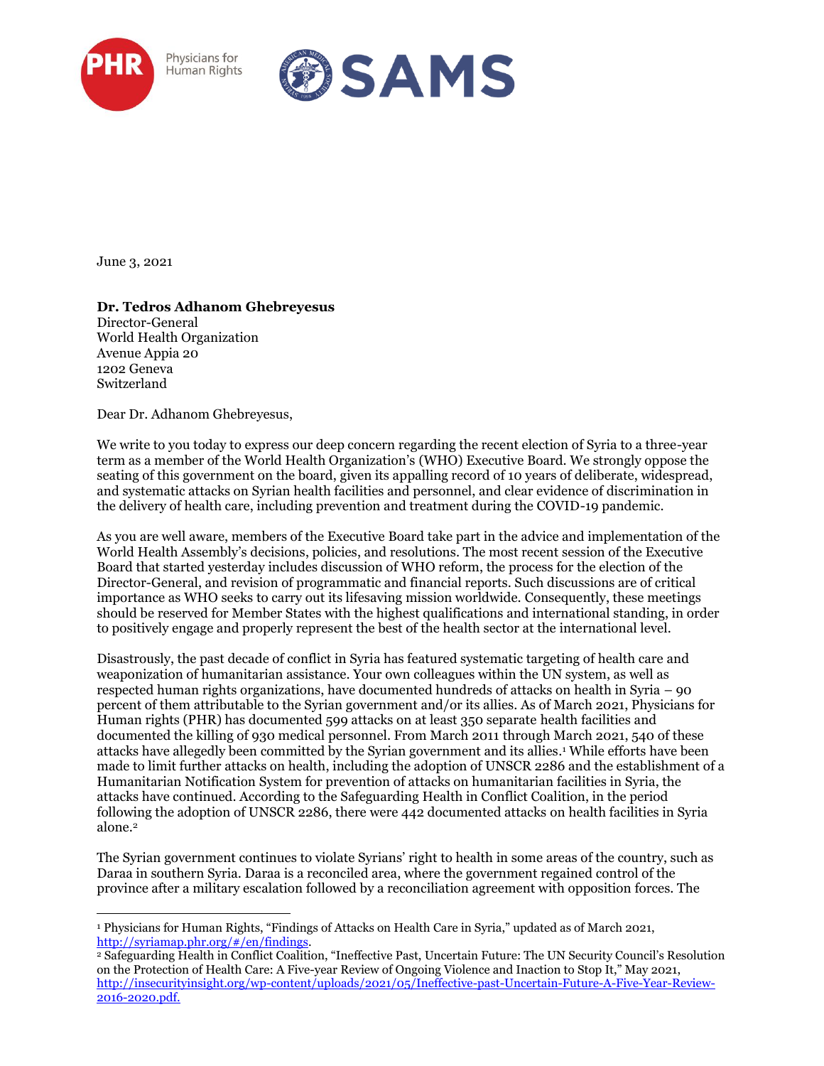June 3, 2021

**Dr. Tedros Adhanom Ghebreyesus**
Director-General
World Health Organization
Avenue Appia 20
1202 Geneva
Switzerland

Dear Dr. Adhanom Ghebreyesus,

We write to you today to express our deep concern regarding the recent election of Syria to a three-year term as a member of the World Health Organization's (WHO) Executive Board. We strongly oppose the seating of this government on the board, given its appalling record of 10 years of deliberate, widespread, and systematic attacks on Syrian health facilities and personnel, and clear evidence of discrimination in the delivery of health care, including prevention and treatment during the COVID-19 pandemic.

As you are well aware, members of the Executive Board take part in the advice and implementation of the World Health Assembly's decisions, policies, and resolutions. The most recent session of the Executive Board that started yesterday includes discussion of WHO reform, the process for the election of the Director-General, and revision of programmatic and financial reports. Such discussions are of critical importance as WHO seeks to carry out its lifesaving mission worldwide. Consequently, these meetings should be reserved for Member States with the highest qualifications and international standing, in order to positively engage and properly represent the best of the health sector at the international level.

Disastrously, the past decade of conflict in Syria has featured systematic targeting of health care and weaponization of humanitarian assistance. Your own colleagues within the UN system, as well as respected human rights organizations, have documented hundreds of attacks on health in Syria – 90 percent of them attributable to the Syrian government and/or its allies. As of March 2021, Physicians for Human rights (PHR) has documented 599 attacks on at least 350 separate health facilities and documented the killing of 930 medical personnel. From March 2011 through March 2021, 540 of these attacks have allegedly been committed by the Syrian government and its allies.[1] While efforts have been made to limit further attacks on health, including the adoption of UNSCR 2286 and the establishment of a Humanitarian Notification System for prevention of attacks on humanitarian facilities in Syria, the attacks have continued. According to the Safeguarding Health in Conflict Coalition, in the period following the adoption of UNSCR 2286, there were 442 documented attacks on health facilities in Syria alone.[2]

The Syrian government continues to violate Syrians' right to health in some areas of the country, such as Daraa in southern Syria. Daraa is a reconciled area, where the government regained control of the province after a military escalation followed by a reconciliation agreement with opposition forces. The

---

[1] Physicians for Human Rights, "Findings of Attacks on Health Care in Syria," updated as of March 2021, http://syriamap.phr.org/#/en/findings.

[2] Safeguarding Health in Conflict Coalition, "Ineffective Past, Uncertain Future: The UN Security Council's Resolution on the Protection of Health Care: A Five-year Review of Ongoing Violence and Inaction to Stop It," May 2021, http://insecurityinsight.org/wp-content/uploads/2021/05/Ineffective-past-Uncertain-Future-A-Five-Year-Review-2016-2020.pdf.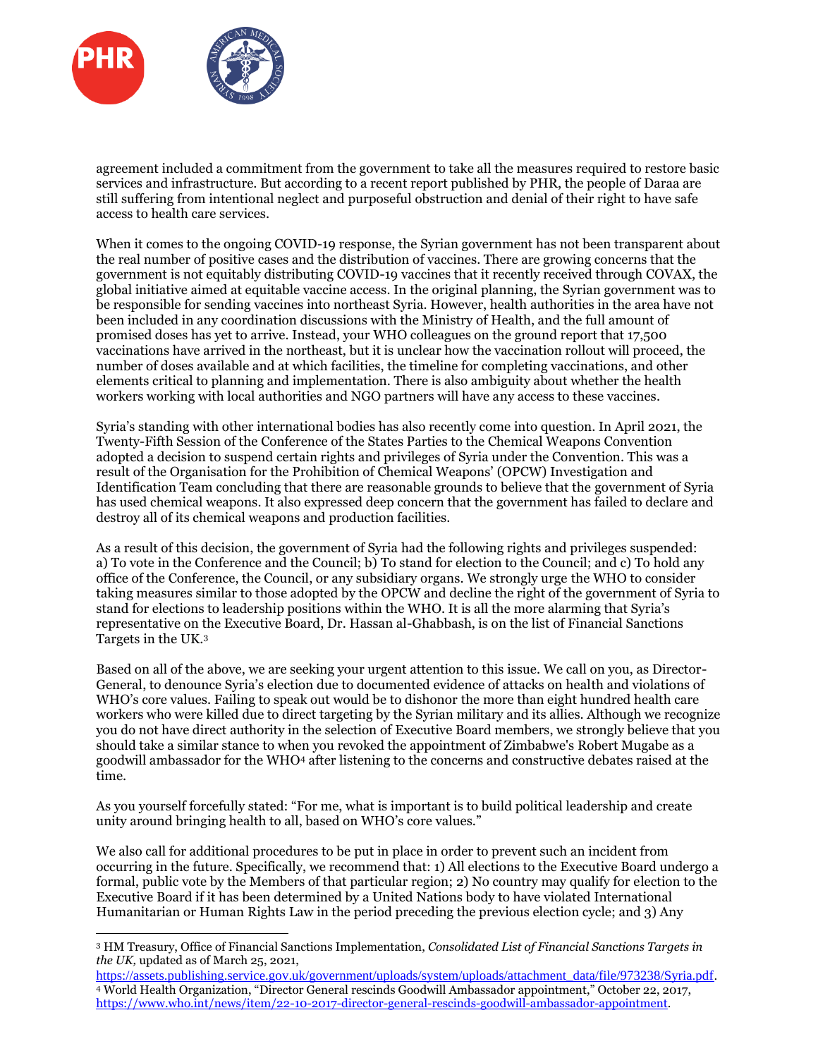agreement included a commitment from the government to take all the measures required to restore basic services and infrastructure. But according to a recent report published by PHR, the people of Daraa are still suffering from intentional neglect and purposeful obstruction and denial of their right to have safe access to health care services.

When it comes to the ongoing COVID-19 response, the Syrian government has not been transparent about the real number of positive cases and the distribution of vaccines. There are growing concerns that the government is not equitably distributing COVID-19 vaccines that it recently received through COVAX, the global initiative aimed at equitable vaccine access. In the original planning, the Syrian government was to be responsible for sending vaccines into northeast Syria. However, health authorities in the area have not been included in any coordination discussions with the Ministry of Health, and the full amount of promised doses has yet to arrive. Instead, your WHO colleagues on the ground report that 17,500 vaccinations have arrived in the northeast, but it is unclear how the vaccination rollout will proceed, the number of doses available and at which facilities, the timeline for completing vaccinations, and other elements critical to planning and implementation. There is also ambiguity about whether the health workers working with local authorities and NGO partners will have any access to these vaccines.

Syria's standing with other international bodies has also recently come into question. In April 2021, the Twenty-Fifth Session of the Conference of the States Parties to the Chemical Weapons Convention adopted a decision to suspend certain rights and privileges of Syria under the Convention. This was a result of the Organisation for the Prohibition of Chemical Weapons' (OPCW) Investigation and Identification Team concluding that there are reasonable grounds to believe that the government of Syria has used chemical weapons. It also expressed deep concern that the government has failed to declare and destroy all of its chemical weapons and production facilities.

As a result of this decision, the government of Syria had the following rights and privileges suspended: a) To vote in the Conference and the Council; b) To stand for election to the Council; and c) To hold any office of the Conference, the Council, or any subsidiary organs. We strongly urge the WHO to consider taking measures similar to those adopted by the OPCW and decline the right of the government of Syria to stand for elections to leadership positions within the WHO. It is all the more alarming that Syria's representative on the Executive Board, Dr. Hassan al-Ghabbash, is on the list of Financial Sanctions Targets in the UK.[3]

Based on all of the above, we are seeking your urgent attention to this issue. We call on you, as Director-General, to denounce Syria's election due to documented evidence of attacks on health and violations of WHO's core values. Failing to speak out would be to dishonor the more than eight hundred health care workers who were killed due to direct targeting by the Syrian military and its allies. Although we recognize you do not have direct authority in the selection of Executive Board members, we strongly believe that you should take a similar stance to when you revoked the appointment of Zimbabwe's Robert Mugabe as a goodwill ambassador for the WHO[4] after listening to the concerns and constructive debates raised at the time.

As you yourself forcefully stated: "For me, what is important is to build political leadership and create unity around bringing health to all, based on WHO's core values."

We also call for additional procedures to be put in place in order to prevent such an incident from occurring in the future. Specifically, we recommend that: 1) All elections to the Executive Board undergo a formal, public vote by the Members of that particular region; 2) No country may qualify for election to the Executive Board if it has been determined by a United Nations body to have violated International Humanitarian or Human Rights Law in the period preceding the previous election cycle; and 3) Any

---

[3] HM Treasury, Office of Financial Sanctions Implementation, *Consolidated List of Financial Sanctions Targets in the UK,* updated as of March 25, 2021, https://assets.publishing.service.gov.uk/government/uploads/system/uploads/attachment_data/file/973238/Syria.pdf.

[4] World Health Organization, "Director General rescinds Goodwill Ambassador appointment," October 22, 2017, https://www.who.int/news/item/22-10-2017-director-general-rescinds-goodwill-ambassador-appointment.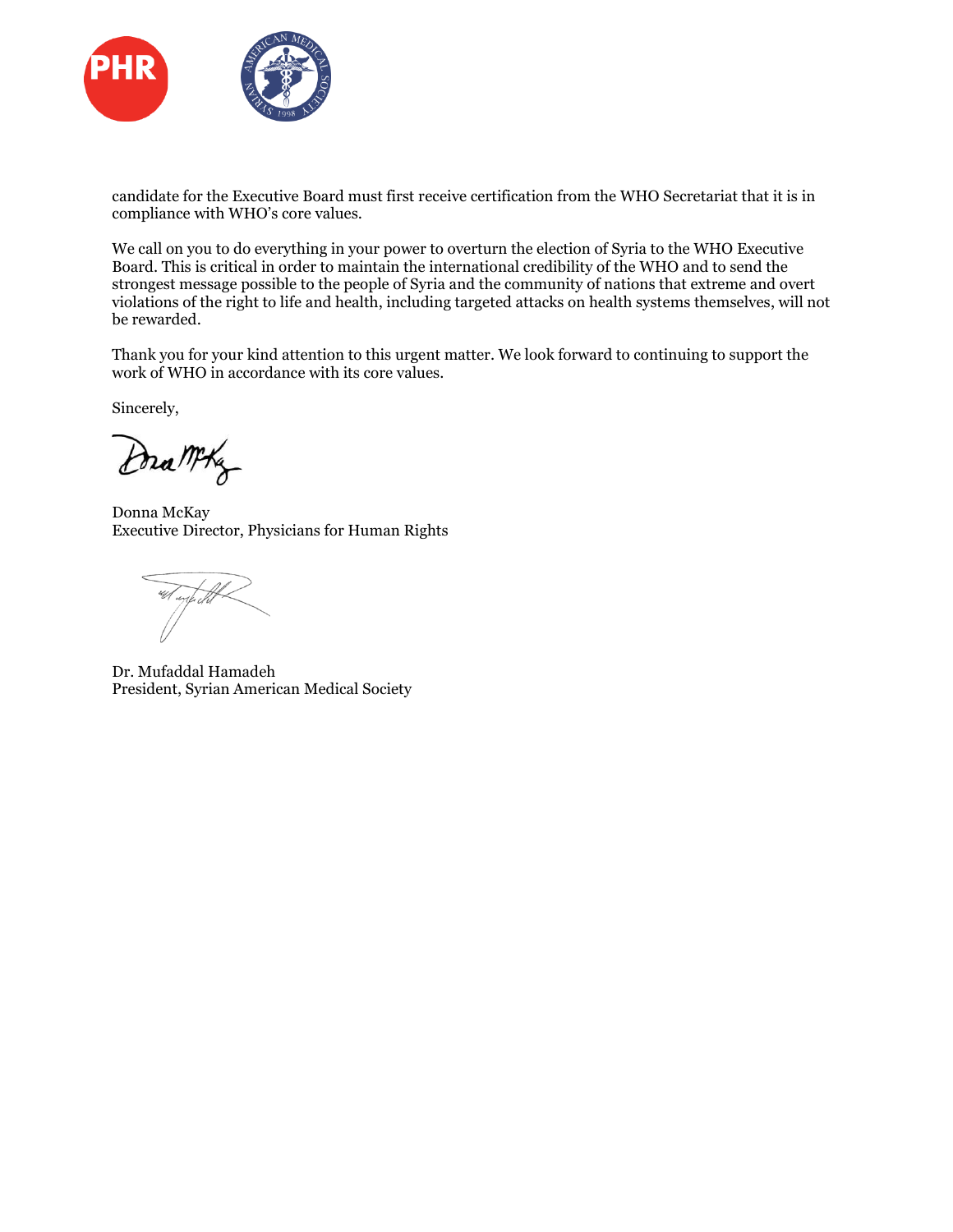candidate for the Executive Board must first receive certification from the WHO Secretariat that it is in compliance with WHO's core values.

We call on you to do everything in your power to overturn the election of Syria to the WHO Executive Board. This is critical in order to maintain the international credibility of the WHO and to send the strongest message possible to the people of Syria and the community of nations that extreme and overt violations of the right to life and health, including targeted attacks on health systems themselves, will not be rewarded.

Thank you for your kind attention to this urgent matter. We look forward to continuing to support the work of WHO in accordance with its core values.

Sincerely,

Donna McKay
Executive Director, Physicians for Human Rights

Dr. Mufaddal Hamadeh
President, Syrian American Medical Society